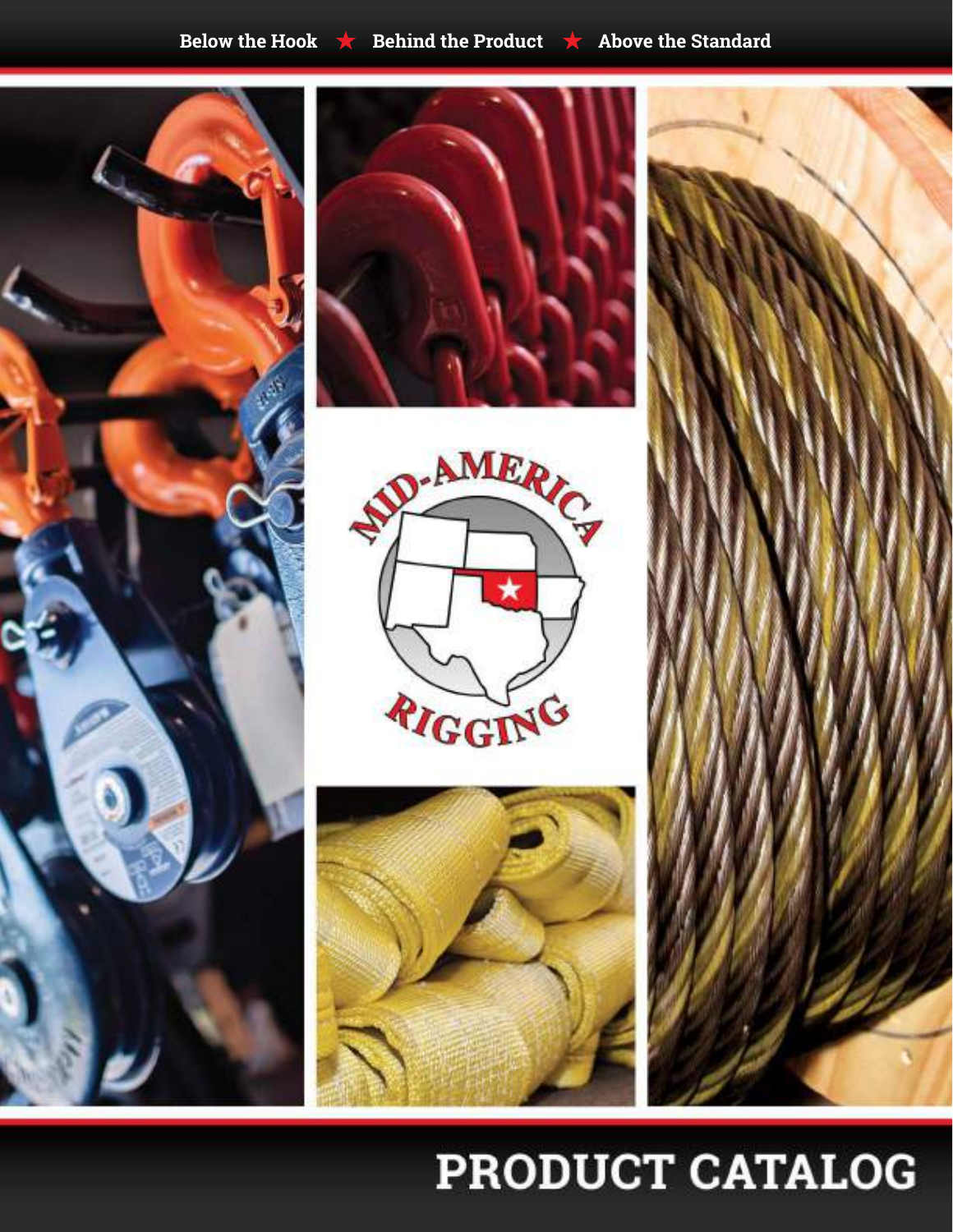Below the Hook ★ Behind the Product ★ Above the Standard

MID-AMERICA RIGGING

# PRODUCT CATALOG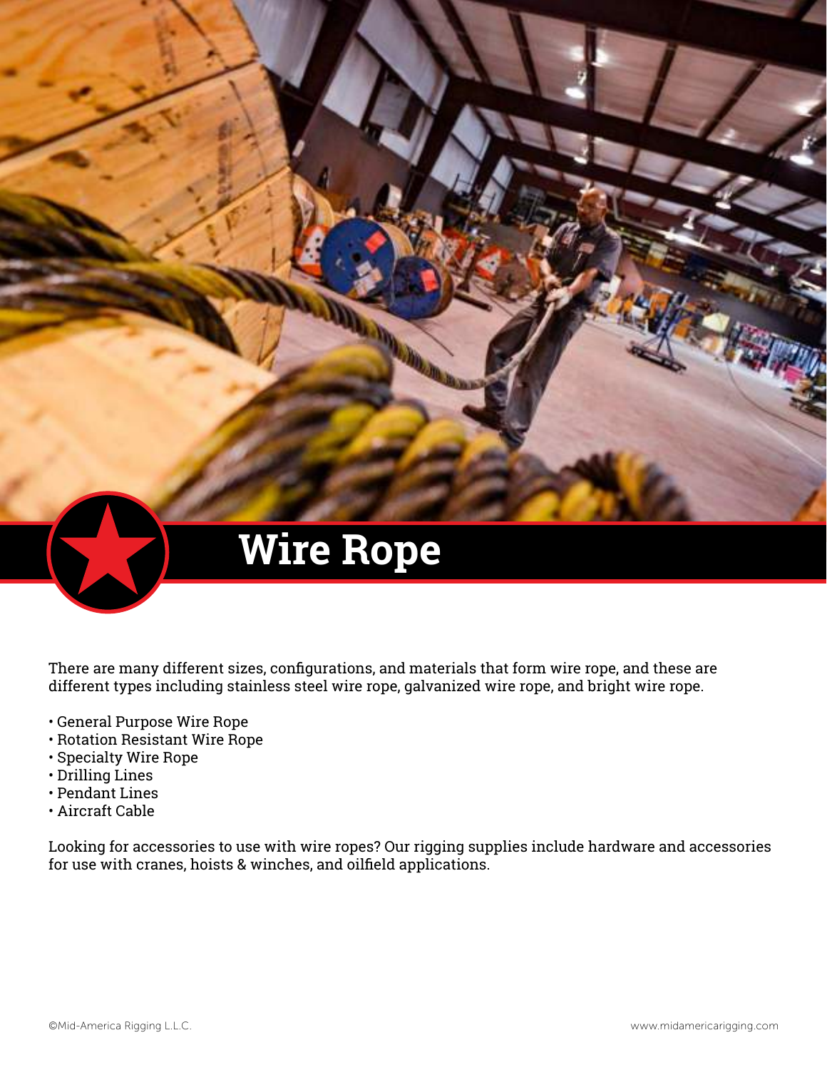# Wire Rope

There are many different sizes, configurations, and materials that form wire rope, and these are different types including stainless steel wire rope, galvanized wire rope, and bright wire rope.

- General Purpose Wire Rope
- Rotation Resistant Wire Rope
- Specialty Wire Rope
- Drilling Lines
- Pendant Lines
- Aircraft Cable

Looking for accessories to use with wire ropes? Our rigging supplies include hardware and accessories for use with cranes, hoists & winches, and oilfield applications.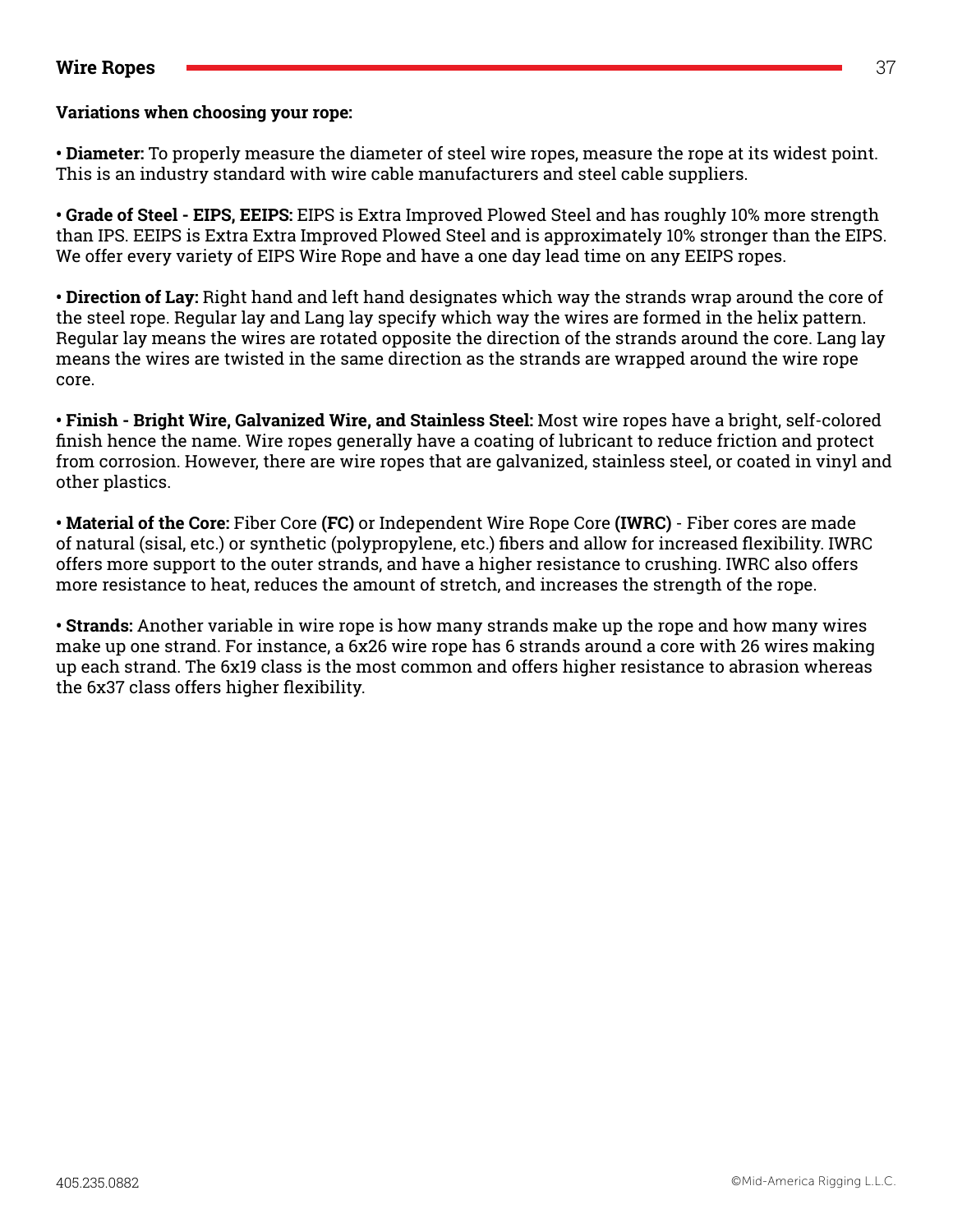**Variations when choosing your rope:**

- **Diameter:** To properly measure the diameter of steel wire ropes, measure the rope at its widest point. This is an industry standard with wire cable manufacturers and steel cable suppliers.

- **Grade of Steel - EIPS, EEIPS:** EIPS is Extra Improved Plowed Steel and has roughly 10% more strength than IPS. EEIPS is Extra Extra Improved Plowed Steel and is approximately 10% stronger than the EIPS. We offer every variety of EIPS Wire Rope and have a one day lead time on any EEIPS ropes.

- **Direction of Lay:** Right hand and left hand designates which way the strands wrap around the core of the steel rope. Regular lay and Lang lay specify which way the wires are formed in the helix pattern. Regular lay means the wires are rotated opposite the direction of the strands around the core. Lang lay means the wires are twisted in the same direction as the strands are wrapped around the wire rope core.

- **Finish - Bright Wire, Galvanized Wire, and Stainless Steel:** Most wire ropes have a bright, self-colored finish hence the name. Wire ropes generally have a coating of lubricant to reduce friction and protect from corrosion. However, there are wire ropes that are galvanized, stainless steel, or coated in vinyl and other plastics.

- **Material of the Core:** Fiber Core **(FC)** or Independent Wire Rope Core **(IWRC)** - Fiber cores are made of natural (sisal, etc.) or synthetic (polypropylene, etc.) fibers and allow for increased flexibility. IWRC offers more support to the outer strands, and have a higher resistance to crushing. IWRC also offers more resistance to heat, reduces the amount of stretch, and increases the strength of the rope.

- **Strands:** Another variable in wire rope is how many strands make up the rope and how many wires make up one strand. For instance, a 6x26 wire rope has 6 strands around a core with 26 wires making up each strand. The 6x19 class is the most common and offers higher resistance to abrasion whereas the 6x37 class offers higher flexibility.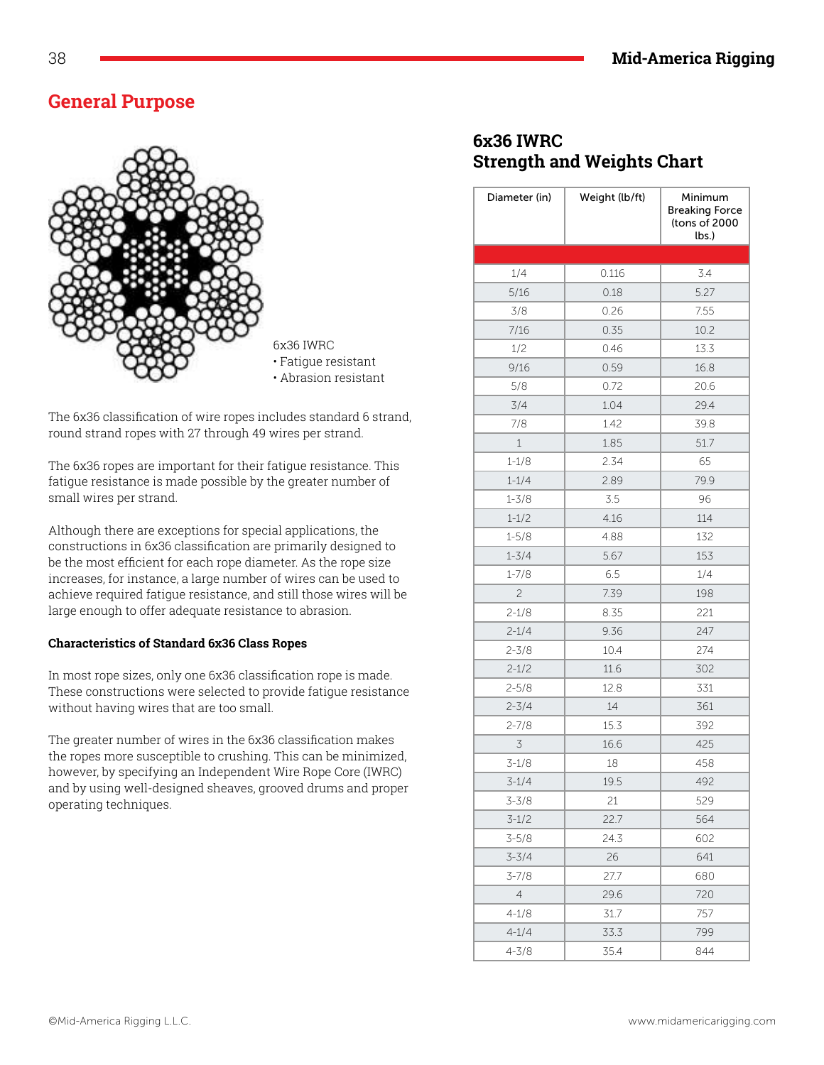## General Purpose

6x36 IWRC
- Fatigue resistant
- Abrasion resistant

The 6x36 classification of wire ropes includes standard 6 strand, round strand ropes with 27 through 49 wires per strand.

The 6x36 ropes are important for their fatigue resistance. This fatigue resistance is made possible by the greater number of small wires per strand.

Although there are exceptions for special applications, the constructions in 6x36 classification are primarily designed to be the most efficient for each rope diameter. As the rope size increases, for instance, a large number of wires can be used to achieve required fatigue resistance, and still those wires will be large enough to offer adequate resistance to abrasion.

**Characteristics of Standard 6x36 Class Ropes**

In most rope sizes, only one 6x36 classification rope is made. These constructions were selected to provide fatigue resistance without having wires that are too small.

The greater number of wires in the 6x36 classification makes the ropes more susceptible to crushing. This can be minimized, however, by specifying an Independent Wire Rope Core (IWRC) and by using well-designed sheaves, grooved drums and proper operating techniques.

### 6x36 IWRC Strength and Weights Chart

| Diameter (in) | Weight (lb/ft) | Minimum Breaking Force (tons of 2000 lbs.) |
|---|---|---|
| 1/4 | 0.116 | 3.4 |
| 5/16 | 0.18 | 5.27 |
| 3/8 | 0.26 | 7.55 |
| 7/16 | 0.35 | 10.2 |
| 1/2 | 0.46 | 13.3 |
| 9/16 | 0.59 | 16.8 |
| 5/8 | 0.72 | 20.6 |
| 3/4 | 1.04 | 29.4 |
| 7/8 | 1.42 | 39.8 |
| 1 | 1.85 | 51.7 |
| 1-1/8 | 2.34 | 65 |
| 1-1/4 | 2.89 | 79.9 |
| 1-3/8 | 3.5 | 96 |
| 1-1/2 | 4.16 | 114 |
| 1-5/8 | 4.88 | 132 |
| 1-3/4 | 5.67 | 153 |
| 1-7/8 | 6.5 | 1/4 |
| 2 | 7.39 | 198 |
| 2-1/8 | 8.35 | 221 |
| 2-1/4 | 9.36 | 247 |
| 2-3/8 | 10.4 | 274 |
| 2-1/2 | 11.6 | 302 |
| 2-5/8 | 12.8 | 331 |
| 2-3/4 | 14 | 361 |
| 2-7/8 | 15.3 | 392 |
| 3 | 16.6 | 425 |
| 3-1/8 | 18 | 458 |
| 3-1/4 | 19.5 | 492 |
| 3-3/8 | 21 | 529 |
| 3-1/2 | 22.7 | 564 |
| 3-5/8 | 24.3 | 602 |
| 3-3/4 | 26 | 641 |
| 3-7/8 | 27.7 | 680 |
| 4 | 29.6 | 720 |
| 4-1/8 | 31.7 | 757 |
| 4-1/4 | 33.3 | 799 |
| 4-3/8 | 35.4 | 844 |

©Mid-America Rigging L.L.C. www.midamericarigging.com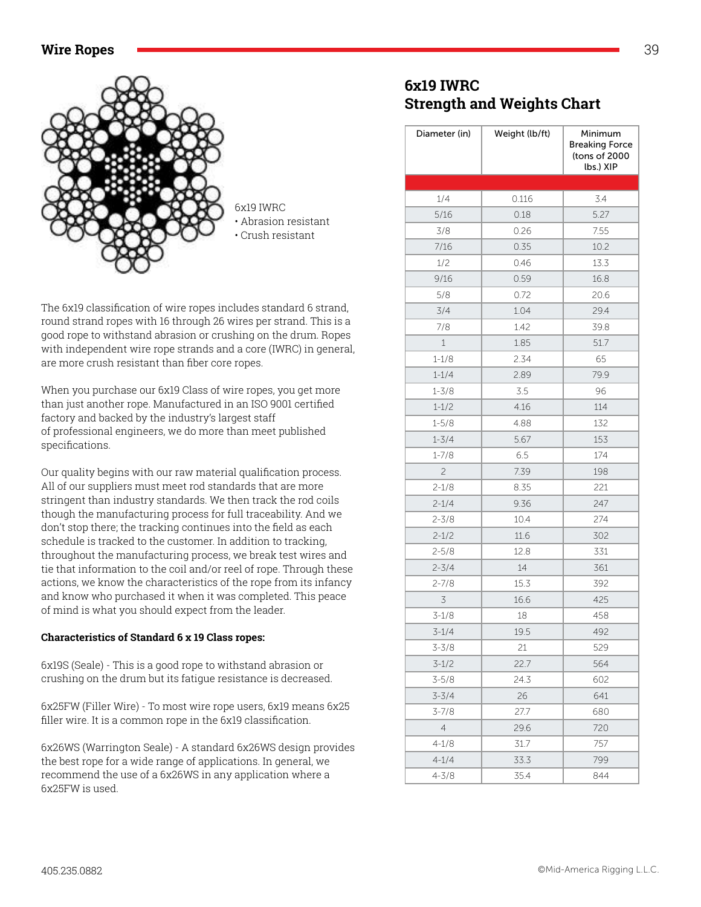## Wire Ropes

6x19 IWRC
- Abrasion resistant
- Crush resistant

The 6x19 classification of wire ropes includes standard 6 strand, round strand ropes with 16 through 26 wires per strand. This is a good rope to withstand abrasion or crushing on the drum. Ropes with independent wire rope strands and a core (IWRC) in general, are more crush resistant than fiber core ropes.

When you purchase our 6x19 Class of wire ropes, you get more than just another rope. Manufactured in an ISO 9001 certified factory and backed by the industry's largest staff of professional engineers, we do more than meet published specifications.

Our quality begins with our raw material qualification process. All of our suppliers must meet rod standards that are more stringent than industry standards. We then track the rod coils though the manufacturing process for full traceability. And we don't stop there; the tracking continues into the field as each schedule is tracked to the customer. In addition to tracking, throughout the manufacturing process, we break test wires and tie that information to the coil and/or reel of rope. Through these actions, we know the characteristics of the rope from its infancy and know who purchased it when it was completed. This peace of mind is what you should expect from the leader.

**Characteristics of Standard 6 x 19 Class ropes:**

6x19S (Seale) - This is a good rope to withstand abrasion or crushing on the drum but its fatigue resistance is decreased.

6x25FW (Filler Wire) - To most wire rope users, 6x19 means 6x25 filler wire. It is a common rope in the 6x19 classification.

6x26WS (Warrington Seale) - A standard 6x26WS design provides the best rope for a wide range of applications. In general, we recommend the use of a 6x26WS in any application where a 6x25FW is used.

## 6x19 IWRC Strength and Weights Chart

| Diameter (in) | Weight (lb/ft) | Minimum Breaking Force (tons of 2000 lbs.) XIP |
|---|---|---|
| 1/4 | 0.116 | 3.4 |
| 5/16 | 0.18 | 5.27 |
| 3/8 | 0.26 | 7.55 |
| 7/16 | 0.35 | 10.2 |
| 1/2 | 0.46 | 13.3 |
| 9/16 | 0.59 | 16.8 |
| 5/8 | 0.72 | 20.6 |
| 3/4 | 1.04 | 29.4 |
| 7/8 | 1.42 | 39.8 |
| 1 | 1.85 | 51.7 |
| 1-1/8 | 2.34 | 65 |
| 1-1/4 | 2.89 | 79.9 |
| 1-3/8 | 3.5 | 96 |
| 1-1/2 | 4.16 | 114 |
| 1-5/8 | 4.88 | 132 |
| 1-3/4 | 5.67 | 153 |
| 1-7/8 | 6.5 | 174 |
| 2 | 7.39 | 198 |
| 2-1/8 | 8.35 | 221 |
| 2-1/4 | 9.36 | 247 |
| 2-3/8 | 10.4 | 274 |
| 2-1/2 | 11.6 | 302 |
| 2-5/8 | 12.8 | 331 |
| 2-3/4 | 14 | 361 |
| 2-7/8 | 15.3 | 392 |
| 3 | 16.6 | 425 |
| 3-1/8 | 18 | 458 |
| 3-1/4 | 19.5 | 492 |
| 3-3/8 | 21 | 529 |
| 3-1/2 | 22.7 | 564 |
| 3-5/8 | 24.3 | 602 |
| 3-3/4 | 26 | 641 |
| 3-7/8 | 27.7 | 680 |
| 4 | 29.6 | 720 |
| 4-1/8 | 31.7 | 757 |
| 4-1/4 | 33.3 | 799 |
| 4-3/8 | 35.4 | 844 |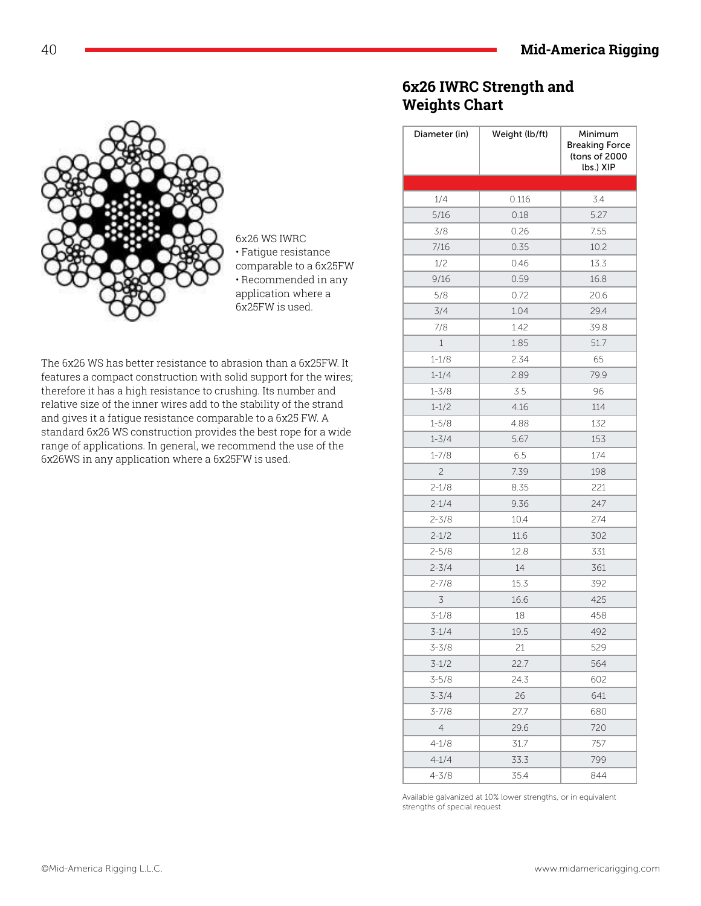## 6x26 IWRC Strength and Weights Chart

6x26 WS IWRC
- Fatigue resistance comparable to a 6x25FW
- Recommended in any application where a 6x25FW is used.

The 6x26 WS has better resistance to abrasion than a 6x25FW. It features a compact construction with solid support for the wires; therefore it has a high resistance to crushing. Its number and relative size of the inner wires add to the stability of the strand and gives it a fatigue resistance comparable to a 6x25 FW. A standard 6x26 WS construction provides the best rope for a wide range of applications. In general, we recommend the use of the 6x26WS in any application where a 6x25FW is used.

| Diameter (in) | Weight (lb/ft) | Minimum Breaking Force (tons of 2000 lbs.) XIP |
|---|---|---|
| 1/4 | 0.116 | 3.4 |
| 5/16 | 0.18 | 5.27 |
| 3/8 | 0.26 | 7.55 |
| 7/16 | 0.35 | 10.2 |
| 1/2 | 0.46 | 13.3 |
| 9/16 | 0.59 | 16.8 |
| 5/8 | 0.72 | 20.6 |
| 3/4 | 1.04 | 29.4 |
| 7/8 | 1.42 | 39.8 |
| 1 | 1.85 | 51.7 |
| 1-1/8 | 2.34 | 65 |
| 1-1/4 | 2.89 | 79.9 |
| 1-3/8 | 3.5 | 96 |
| 1-1/2 | 4.16 | 114 |
| 1-5/8 | 4.88 | 132 |
| 1-3/4 | 5.67 | 153 |
| 1-7/8 | 6.5 | 174 |
| 2 | 7.39 | 198 |
| 2-1/8 | 8.35 | 221 |
| 2-1/4 | 9.36 | 247 |
| 2-3/8 | 10.4 | 274 |
| 2-1/2 | 11.6 | 302 |
| 2-5/8 | 12.8 | 331 |
| 2-3/4 | 14 | 361 |
| 2-7/8 | 15.3 | 392 |
| 3 | 16.6 | 425 |
| 3-1/8 | 18 | 458 |
| 3-1/4 | 19.5 | 492 |
| 3-3/8 | 21 | 529 |
| 3-1/2 | 22.7 | 564 |
| 3-5/8 | 24.3 | 602 |
| 3-3/4 | 26 | 641 |
| 3-7/8 | 27.7 | 680 |
| 4 | 29.6 | 720 |
| 4-1/8 | 31.7 | 757 |
| 4-1/4 | 33.3 | 799 |
| 4-3/8 | 35.4 | 844 |

Available galvanized at 10% lower strengths, or in equivalent strengths of special request.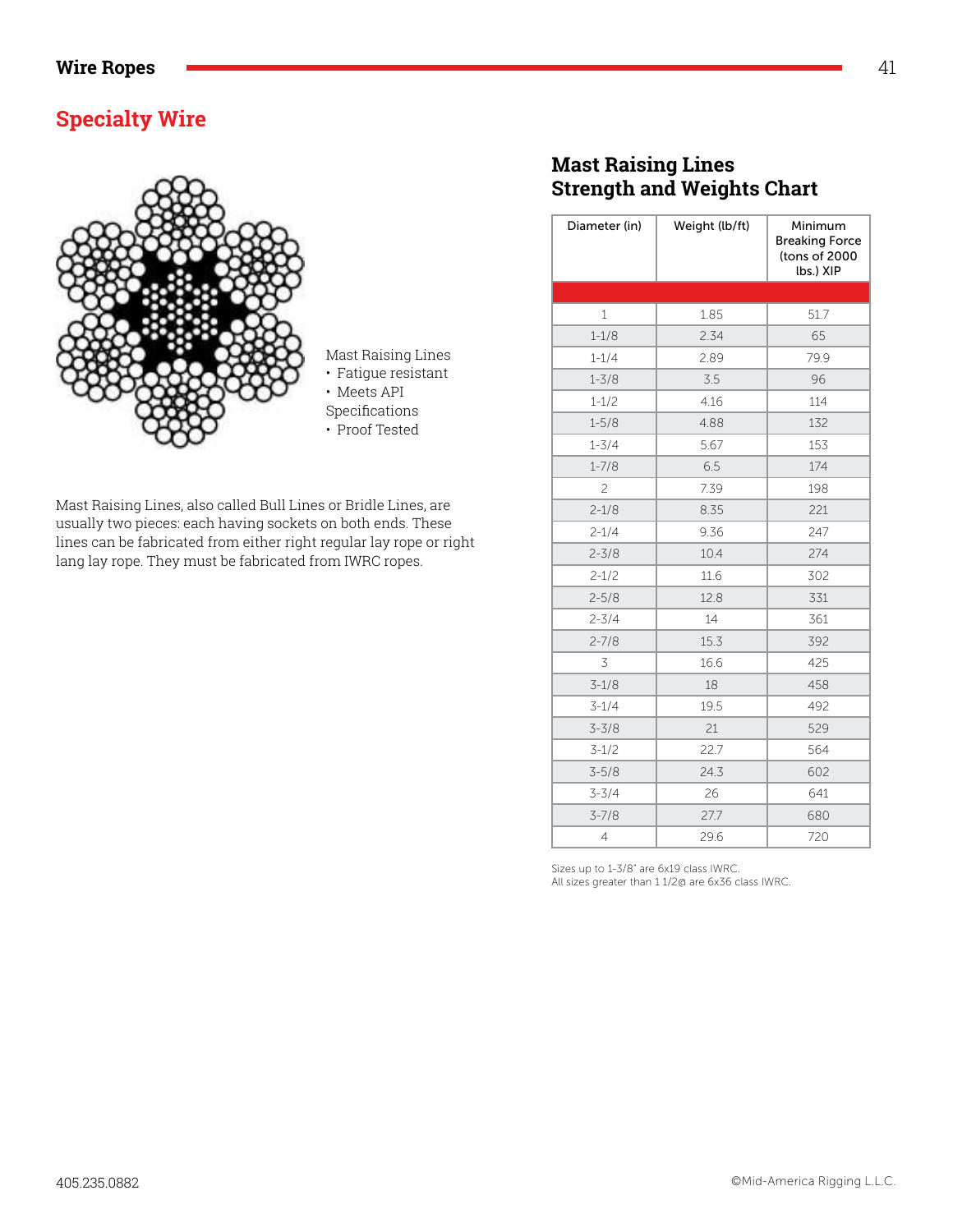## Specialty Wire

Mast Raising Lines

- Fatigue resistant
- Meets API Specifications
- Proof Tested

Mast Raising Lines, also called Bull Lines or Bridle Lines, are usually two pieces: each having sockets on both ends. These lines can be fabricated from either right regular lay rope or right lang lay rope. They must be fabricated from IWRC ropes.

### Mast Raising Lines Strength and Weights Chart

| Diameter (in) | Weight (lb/ft) | Minimum Breaking Force (tons of 2000 lbs.) XIP |
|---|---|---|
| 1 | 1.85 | 51.7 |
| 1-1/8 | 2.34 | 65 |
| 1-1/4 | 2.89 | 79.9 |
| 1-3/8 | 3.5 | 96 |
| 1-1/2 | 4.16 | 114 |
| 1-5/8 | 4.88 | 132 |
| 1-3/4 | 5.67 | 153 |
| 1-7/8 | 6.5 | 174 |
| 2 | 7.39 | 198 |
| 2-1/8 | 8.35 | 221 |
| 2-1/4 | 9.36 | 247 |
| 2-3/8 | 10.4 | 274 |
| 2-1/2 | 11.6 | 302 |
| 2-5/8 | 12.8 | 331 |
| 2-3/4 | 14 | 361 |
| 2-7/8 | 15.3 | 392 |
| 3 | 16.6 | 425 |
| 3-1/8 | 18 | 458 |
| 3-1/4 | 19.5 | 492 |
| 3-3/8 | 21 | 529 |
| 3-1/2 | 22.7 | 564 |
| 3-5/8 | 24.3 | 602 |
| 3-3/4 | 26 | 641 |
| 3-7/8 | 27.7 | 680 |
| 4 | 29.6 | 720 |

Sizes up to 1-3/8" are 6x19 class IWRC.
All sizes greater than 1 1/2@ are 6x36 class IWRC.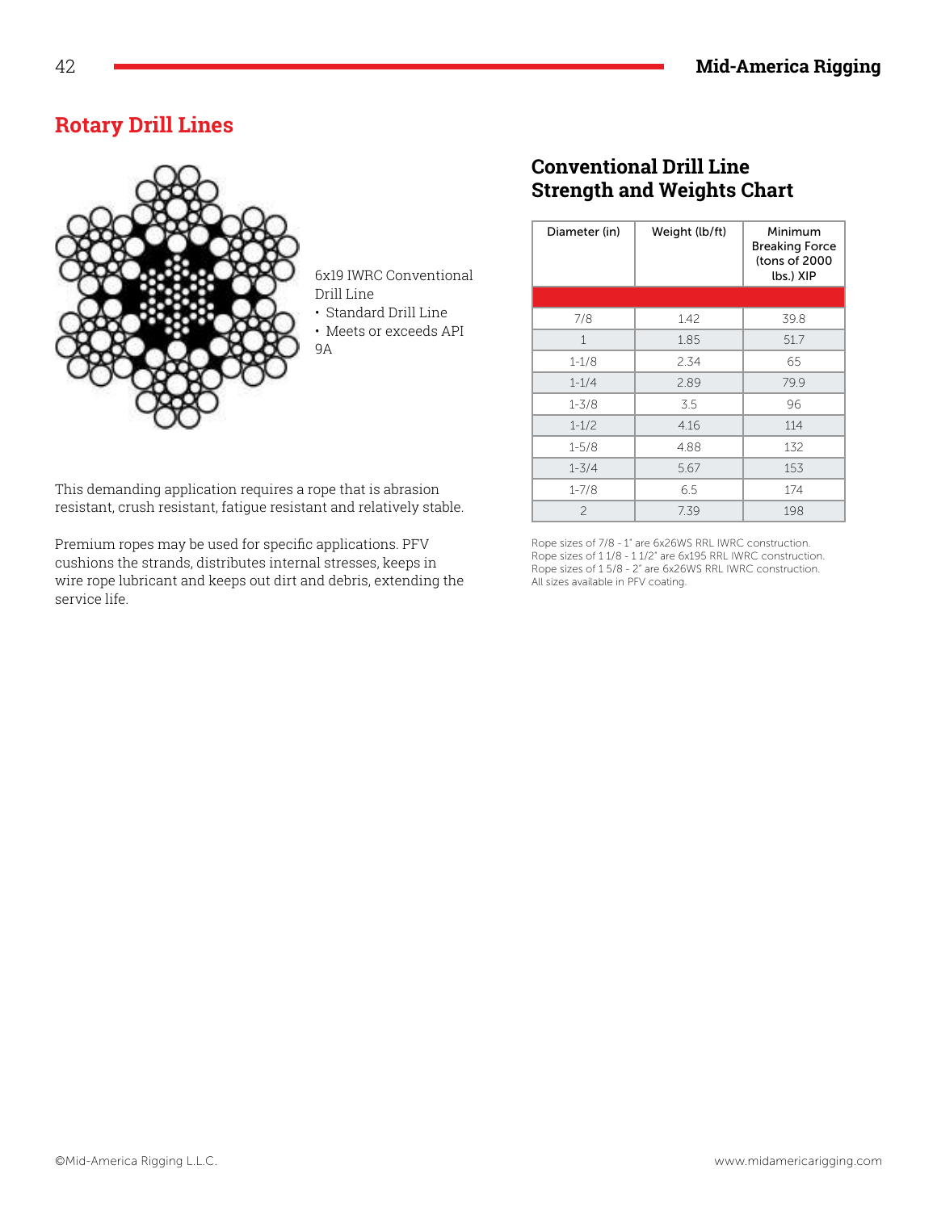## Rotary Drill Lines

6x19 IWRC Conventional Drill Line
- Standard Drill Line
- Meets or exceeds API 9A

This demanding application requires a rope that is abrasion resistant, crush resistant, fatigue resistant and relatively stable.

Premium ropes may be used for specific applications. PFV cushions the strands, distributes internal stresses, keeps in wire rope lubricant and keeps out dirt and debris, extending the service life.

### Conventional Drill Line Strength and Weights Chart

| Diameter (in) | Weight (lb/ft) | Minimum Breaking Force (tons of 2000 lbs.) XIP |
|---|---|---|
| 7/8 | 1.42 | 39.8 |
| 1 | 1.85 | 51.7 |
| 1-1/8 | 2.34 | 65 |
| 1-1/4 | 2.89 | 79.9 |
| 1-3/8 | 3.5 | 96 |
| 1-1/2 | 4.16 | 114 |
| 1-5/8 | 4.88 | 132 |
| 1-3/4 | 5.67 | 153 |
| 1-7/8 | 6.5 | 174 |
| 2 | 7.39 | 198 |

Rope sizes of 7/8 - 1" are 6x26WS RRL IWRC construction.
Rope sizes of 1 1/8 - 1 1/2" are 6x195 RRL IWRC construction.
Rope sizes of 1 5/8 - 2" are 6x26WS RRL IWRC construction.
All sizes available in PFV coating.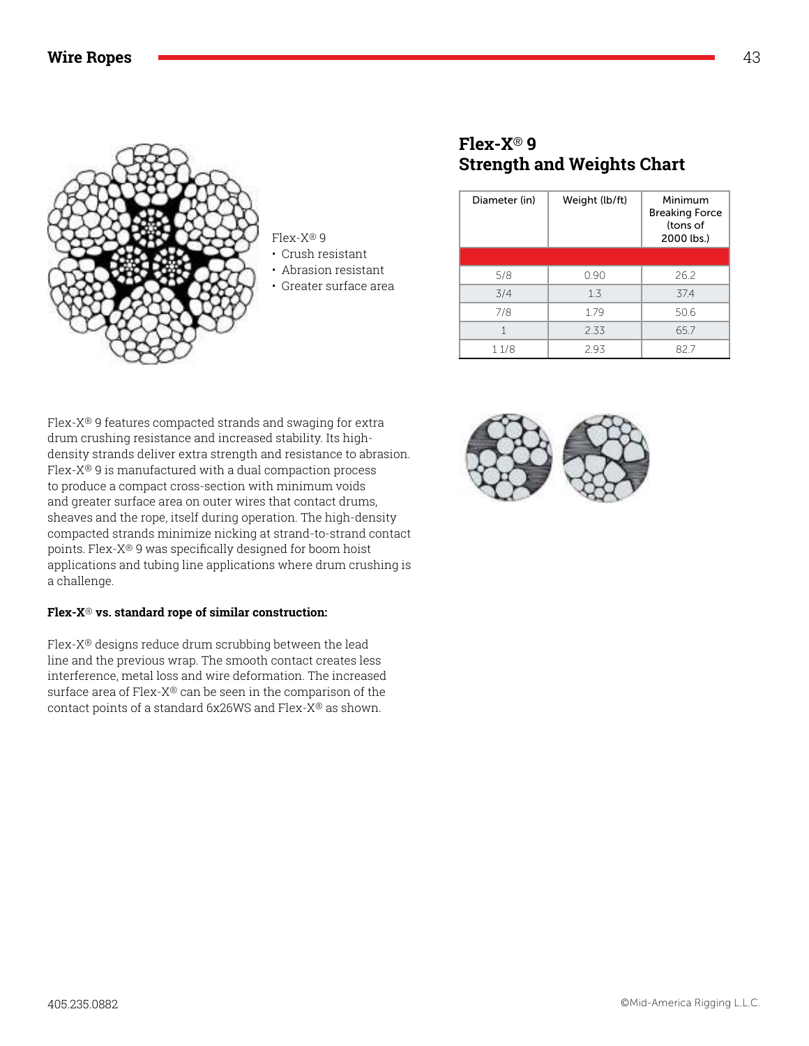Flex-X® 9

- Crush resistant
- Abrasion resistant
- Greater surface area

## Flex-X® 9 Strength and Weights Chart

| Diameter (in) | Weight (lb/ft) | Minimum Breaking Force (tons of 2000 lbs.) |
|---|---|---|
| 5/8 | 0.90 | 26.2 |
| 3/4 | 1.3 | 37.4 |
| 7/8 | 1.79 | 50.6 |
| 1 | 2.33 | 65.7 |
| 1 1/8 | 2.93 | 82.7 |

Flex-X® 9 features compacted strands and swaging for extra drum crushing resistance and increased stability. Its high-density strands deliver extra strength and resistance to abrasion. Flex-X® 9 is manufactured with a dual compaction process to produce a compact cross-section with minimum voids and greater surface area on outer wires that contact drums, sheaves and the rope, itself during operation. The high-density compacted strands minimize nicking at strand-to-strand contact points. Flex-X® 9 was specifically designed for boom hoist applications and tubing line applications where drum crushing is a challenge.

**Flex-X® vs. standard rope of similar construction:**

Flex-X® designs reduce drum scrubbing between the lead line and the previous wrap. The smooth contact creates less interference, metal loss and wire deformation. The increased surface area of Flex-X® can be seen in the comparison of the contact points of a standard 6x26WS and Flex-X® as shown.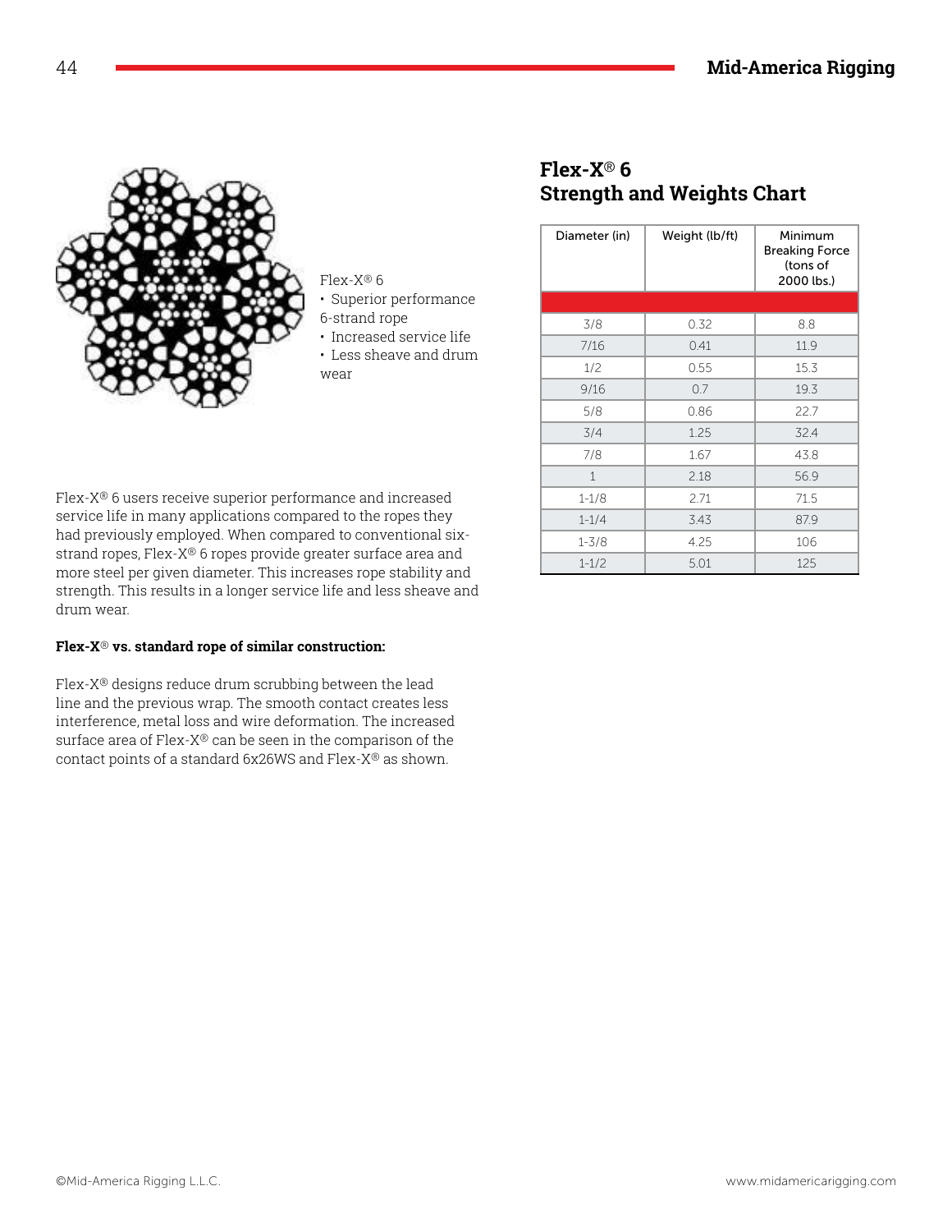Flex-X® 6
• Superior performance 6-strand rope
• Increased service life
• Less sheave and drum wear

Flex-X® 6 users receive superior performance and increased service life in many applications compared to the ropes they had previously employed. When compared to conventional six-strand ropes, Flex-X® 6 ropes provide greater surface area and more steel per given diameter. This increases rope stability and strength. This results in a longer service life and less sheave and drum wear.

**Flex-X® vs. standard rope of similar construction:**

Flex-X® designs reduce drum scrubbing between the lead line and the previous wrap. The smooth contact creates less interference, metal loss and wire deformation. The increased surface area of Flex-X® can be seen in the comparison of the contact points of a standard 6x26WS and Flex-X® as shown.

## Flex-X® 6 Strength and Weights Chart

| Diameter (in) | Weight (lb/ft) | Minimum Breaking Force (tons of 2000 lbs.) |
|---|---|---|
| 3/8 | 0.32 | 8.8 |
| 7/16 | 0.41 | 11.9 |
| 1/2 | 0.55 | 15.3 |
| 9/16 | 0.7 | 19.3 |
| 5/8 | 0.86 | 22.7 |
| 3/4 | 1.25 | 32.4 |
| 7/8 | 1.67 | 43.8 |
| 1 | 2.18 | 56.9 |
| 1-1/8 | 2.71 | 71.5 |
| 1-1/4 | 3.43 | 87.9 |
| 1-3/8 | 4.25 | 106 |
| 1-1/2 | 5.01 | 125 |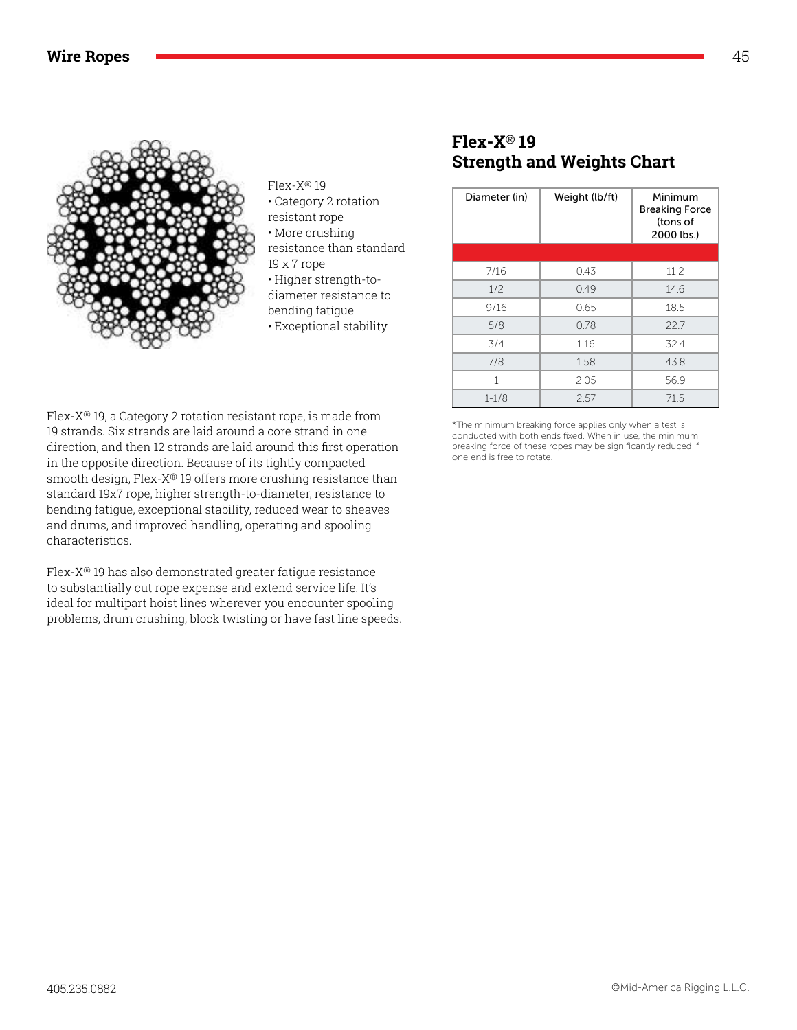Flex-X® 19
- Category 2 rotation resistant rope
- More crushing resistance than standard 19 x 7 rope
- Higher strength-to-diameter resistance to bending fatigue
- Exceptional stability

Flex-X® 19, a Category 2 rotation resistant rope, is made from 19 strands. Six strands are laid around a core strand in one direction, and then 12 strands are laid around this first operation in the opposite direction. Because of its tightly compacted smooth design, Flex-X® 19 offers more crushing resistance than standard 19x7 rope, higher strength-to-diameter, resistance to bending fatigue, exceptional stability, reduced wear to sheaves and drums, and improved handling, operating and spooling characteristics.

Flex-X® 19 has also demonstrated greater fatigue resistance to substantially cut rope expense and extend service life. It's ideal for multipart hoist lines wherever you encounter spooling problems, drum crushing, block twisting or have fast line speeds.

## Flex-X® 19 Strength and Weights Chart

| Diameter (in) | Weight (lb/ft) | Minimum Breaking Force (tons of 2000 lbs.) |
|---|---|---|
| 7/16 | 0.43 | 11.2 |
| 1/2 | 0.49 | 14.6 |
| 9/16 | 0.65 | 18.5 |
| 5/8 | 0.78 | 22.7 |
| 3/4 | 1.16 | 32.4 |
| 7/8 | 1.58 | 43.8 |
| 1 | 2.05 | 56.9 |
| 1-1/8 | 2.57 | 71.5 |

*The minimum breaking force applies only when a test is conducted with both ends fixed. When in use, the minimum breaking force of these ropes may be significantly reduced if one end is free to rotate.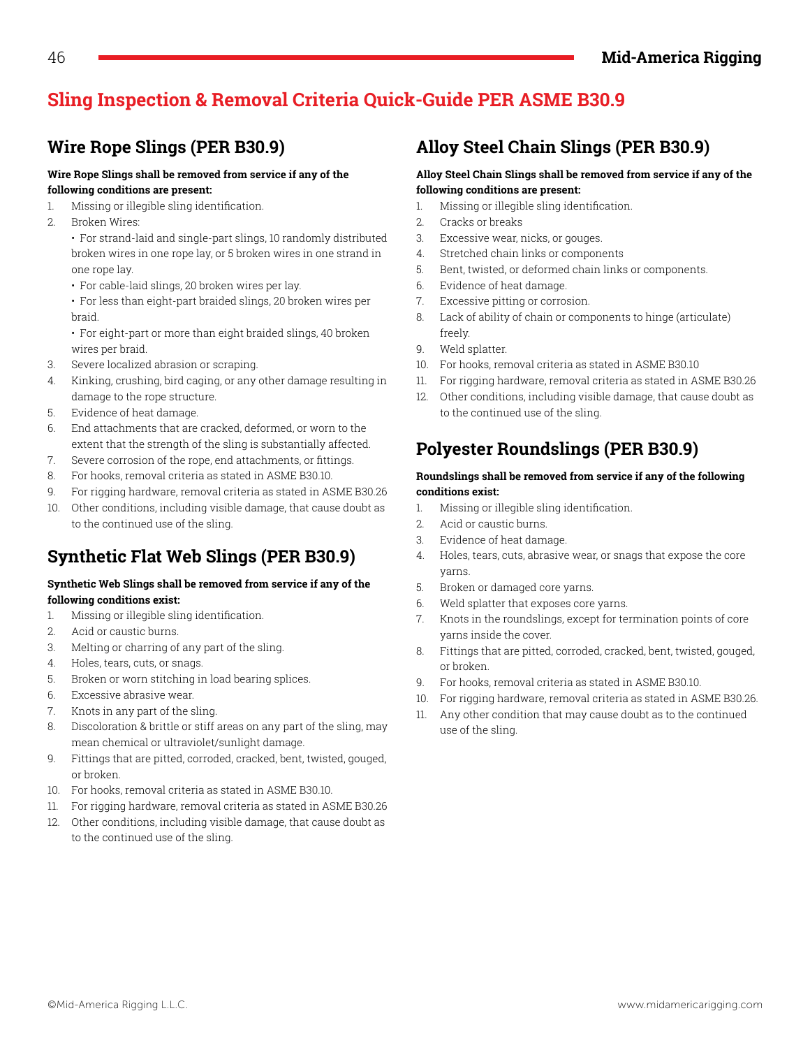## Sling Inspection & Removal Criteria Quick-Guide PER ASME B30.9

### Wire Rope Slings (PER B30.9)

**Wire Rope Slings shall be removed from service if any of the following conditions are present:**

1. Missing or illegible sling identification.
2. Broken Wires:
   - For strand-laid and single-part slings, 10 randomly distributed broken wires in one rope lay, or 5 broken wires in one strand in one rope lay.
   - For cable-laid slings, 20 broken wires per lay.
   - For less than eight-part braided slings, 20 broken wires per braid.
   - For eight-part or more than eight braided slings, 40 broken wires per braid.
3. Severe localized abrasion or scraping.
4. Kinking, crushing, bird caging, or any other damage resulting in damage to the rope structure.
5. Evidence of heat damage.
6. End attachments that are cracked, deformed, or worn to the extent that the strength of the sling is substantially affected.
7. Severe corrosion of the rope, end attachments, or fittings.
8. For hooks, removal criteria as stated in ASME B30.10.
9. For rigging hardware, removal criteria as stated in ASME B30.26
10. Other conditions, including visible damage, that cause doubt as to the continued use of the sling.

### Synthetic Flat Web Slings (PER B30.9)

**Synthetic Web Slings shall be removed from service if any of the following conditions exist:**

1. Missing or illegible sling identification.
2. Acid or caustic burns.
3. Melting or charring of any part of the sling.
4. Holes, tears, cuts, or snags.
5. Broken or worn stitching in load bearing splices.
6. Excessive abrasive wear.
7. Knots in any part of the sling.
8. Discoloration & brittle or stiff areas on any part of the sling, may mean chemical or ultraviolet/sunlight damage.
9. Fittings that are pitted, corroded, cracked, bent, twisted, gouged, or broken.
10. For hooks, removal criteria as stated in ASME B30.10.
11. For rigging hardware, removal criteria as stated in ASME B30.26
12. Other conditions, including visible damage, that cause doubt as to the continued use of the sling.

### Alloy Steel Chain Slings (PER B30.9)

**Alloy Steel Chain Slings shall be removed from service if any of the following conditions are present:**

1. Missing or illegible sling identification.
2. Cracks or breaks
3. Excessive wear, nicks, or gouges.
4. Stretched chain links or components
5. Bent, twisted, or deformed chain links or components.
6. Evidence of heat damage.
7. Excessive pitting or corrosion.
8. Lack of ability of chain or components to hinge (articulate) freely.
9. Weld splatter.
10. For hooks, removal criteria as stated in ASME B30.10
11. For rigging hardware, removal criteria as stated in ASME B30.26
12. Other conditions, including visible damage, that cause doubt as to the continued use of the sling.

### Polyester Roundslings (PER B30.9)

**Roundslings shall be removed from service if any of the following conditions exist:**

1. Missing or illegible sling identification.
2. Acid or caustic burns.
3. Evidence of heat damage.
4. Holes, tears, cuts, abrasive wear, or snags that expose the core yarns.
5. Broken or damaged core yarns.
6. Weld splatter that exposes core yarns.
7. Knots in the roundslings, except for termination points of core yarns inside the cover.
8. Fittings that are pitted, corroded, cracked, bent, twisted, gouged, or broken.
9. For hooks, removal criteria as stated in ASME B30.10.
10. For rigging hardware, removal criteria as stated in ASME B30.26.
11. Any other condition that may cause doubt as to the continued use of the sling.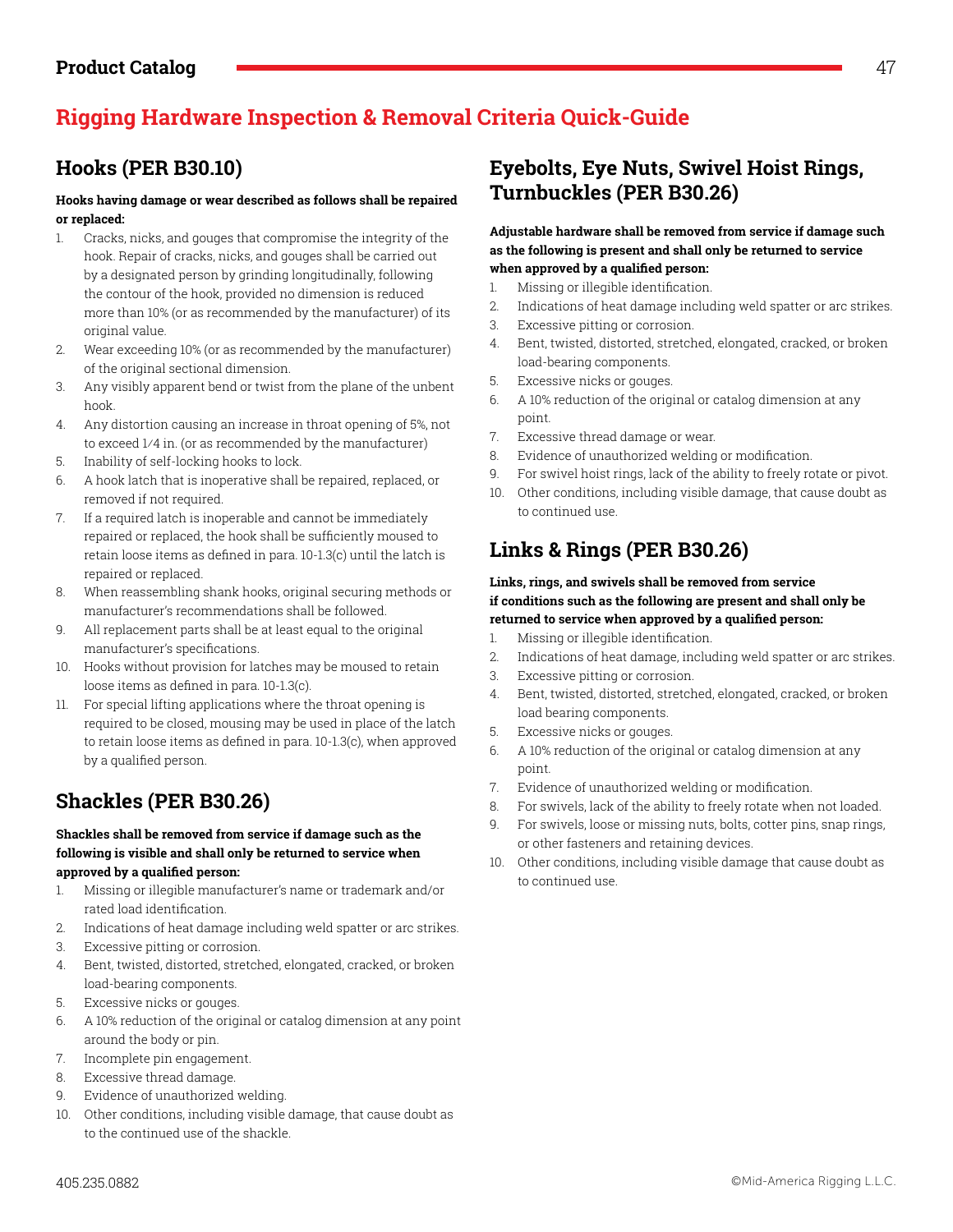# Rigging Hardware Inspection & Removal Criteria Quick-Guide

## Hooks (PER B30.10)

**Hooks having damage or wear described as follows shall be repaired or replaced:**

1. Cracks, nicks, and gouges that compromise the integrity of the hook. Repair of cracks, nicks, and gouges shall be carried out by a designated person by grinding longitudinally, following the contour of the hook, provided no dimension is reduced more than 10% (or as recommended by the manufacturer) of its original value.
2. Wear exceeding 10% (or as recommended by the manufacturer) of the original sectional dimension.
3. Any visibly apparent bend or twist from the plane of the unbent hook.
4. Any distortion causing an increase in throat opening of 5%, not to exceed 1⁄4 in. (or as recommended by the manufacturer)
5. Inability of self-locking hooks to lock.
6. A hook latch that is inoperative shall be repaired, replaced, or removed if not required.
7. If a required latch is inoperable and cannot be immediately repaired or replaced, the hook shall be sufficiently moused to retain loose items as defined in para. 10-1.3(c) until the latch is repaired or replaced.
8. When reassembling shank hooks, original securing methods or manufacturer's recommendations shall be followed.
9. All replacement parts shall be at least equal to the original manufacturer's specifications.
10. Hooks without provision for latches may be moused to retain loose items as defined in para. 10-1.3(c).
11. For special lifting applications where the throat opening is required to be closed, mousing may be used in place of the latch to retain loose items as defined in para. 10-1.3(c), when approved by a qualified person.

## Shackles (PER B30.26)

**Shackles shall be removed from service if damage such as the following is visible and shall only be returned to service when approved by a qualified person:**

1. Missing or illegible manufacturer's name or trademark and/or rated load identification.
2. Indications of heat damage including weld spatter or arc strikes.
3. Excessive pitting or corrosion.
4. Bent, twisted, distorted, stretched, elongated, cracked, or broken load-bearing components.
5. Excessive nicks or gouges.
6. A 10% reduction of the original or catalog dimension at any point around the body or pin.
7. Incomplete pin engagement.
8. Excessive thread damage.
9. Evidence of unauthorized welding.
10. Other conditions, including visible damage, that cause doubt as to the continued use of the shackle.

## Eyebolts, Eye Nuts, Swivel Hoist Rings, Turnbuckles (PER B30.26)

**Adjustable hardware shall be removed from service if damage such as the following is present and shall only be returned to service when approved by a qualified person:**

1. Missing or illegible identification.
2. Indications of heat damage including weld spatter or arc strikes.
3. Excessive pitting or corrosion.
4. Bent, twisted, distorted, stretched, elongated, cracked, or broken load-bearing components.
5. Excessive nicks or gouges.
6. A 10% reduction of the original or catalog dimension at any point.
7. Excessive thread damage or wear.
8. Evidence of unauthorized welding or modification.
9. For swivel hoist rings, lack of the ability to freely rotate or pivot.
10. Other conditions, including visible damage, that cause doubt as to continued use.

## Links & Rings (PER B30.26)

**Links, rings, and swivels shall be removed from service if conditions such as the following are present and shall only be returned to service when approved by a qualified person:**

1. Missing or illegible identification.
2. Indications of heat damage, including weld spatter or arc strikes.
3. Excessive pitting or corrosion.
4. Bent, twisted, distorted, stretched, elongated, cracked, or broken load bearing components.
5. Excessive nicks or gouges.
6. A 10% reduction of the original or catalog dimension at any point.
7. Evidence of unauthorized welding or modification.
8. For swivels, lack of the ability to freely rotate when not loaded.
9. For swivels, loose or missing nuts, bolts, cotter pins, snap rings, or other fasteners and retaining devices.
10. Other conditions, including visible damage that cause doubt as to continued use.